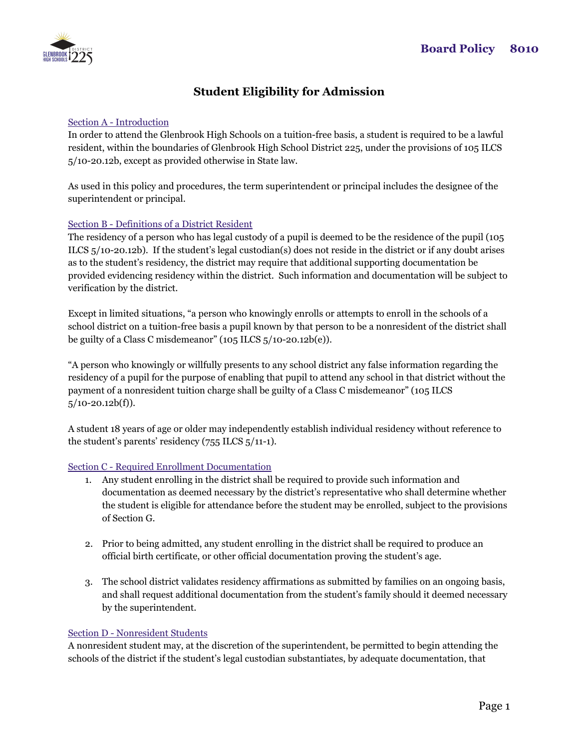**Board Policy 8010**

# Student Eligibility for Admission

## Section A - Introduction

In order to attend the Glenbrook High Schools on a tuition-free basis, a student is required to be a lawful resident, within the boundaries of Glenbrook High School District 225, under the provisions of 105 ILCS 5/10-20.12b, except as provided otherwise in State law.

As used in this policy and procedures, the term superintendent or principal includes the designee of the superintendent or principal.

## Section B - Definitions of a District Resident

The residency of a person who has legal custody of a pupil is deemed to be the residence of the pupil (105 ILCS 5/10-20.12b). If the student's legal custodian(s) does not reside in the district or if any doubt arises as to the student's residency, the district may require that additional supporting documentation be provided evidencing residency within the district. Such information and documentation will be subject to verification by the district.

Except in limited situations, "a person who knowingly enrolls or attempts to enroll in the schools of a school district on a tuition-free basis a pupil known by that person to be a nonresident of the district shall be guilty of a Class C misdemeanor" (105 ILCS 5/10-20.12b(e)).

"A person who knowingly or willfully presents to any school district any false information regarding the residency of a pupil for the purpose of enabling that pupil to attend any school in that district without the payment of a nonresident tuition charge shall be guilty of a Class C misdemeanor" (105 ILCS 5/10-20.12b(f)).

A student 18 years of age or older may independently establish individual residency without reference to the student's parents' residency (755 ILCS 5/11-1).

## Section C - Required Enrollment Documentation

1. Any student enrolling in the district shall be required to provide such information and documentation as deemed necessary by the district's representative who shall determine whether the student is eligible for attendance before the student may be enrolled, subject to the provisions of Section G.

2. Prior to being admitted, any student enrolling in the district shall be required to produce an official birth certificate, or other official documentation proving the student's age.

3. The school district validates residency affirmations as submitted by families on an ongoing basis, and shall request additional documentation from the student's family should it deemed necessary by the superintendent.

## Section D - Nonresident Students

A nonresident student may, at the discretion of the superintendent, be permitted to begin attending the schools of the district if the student's legal custodian substantiates, by adequate documentation, that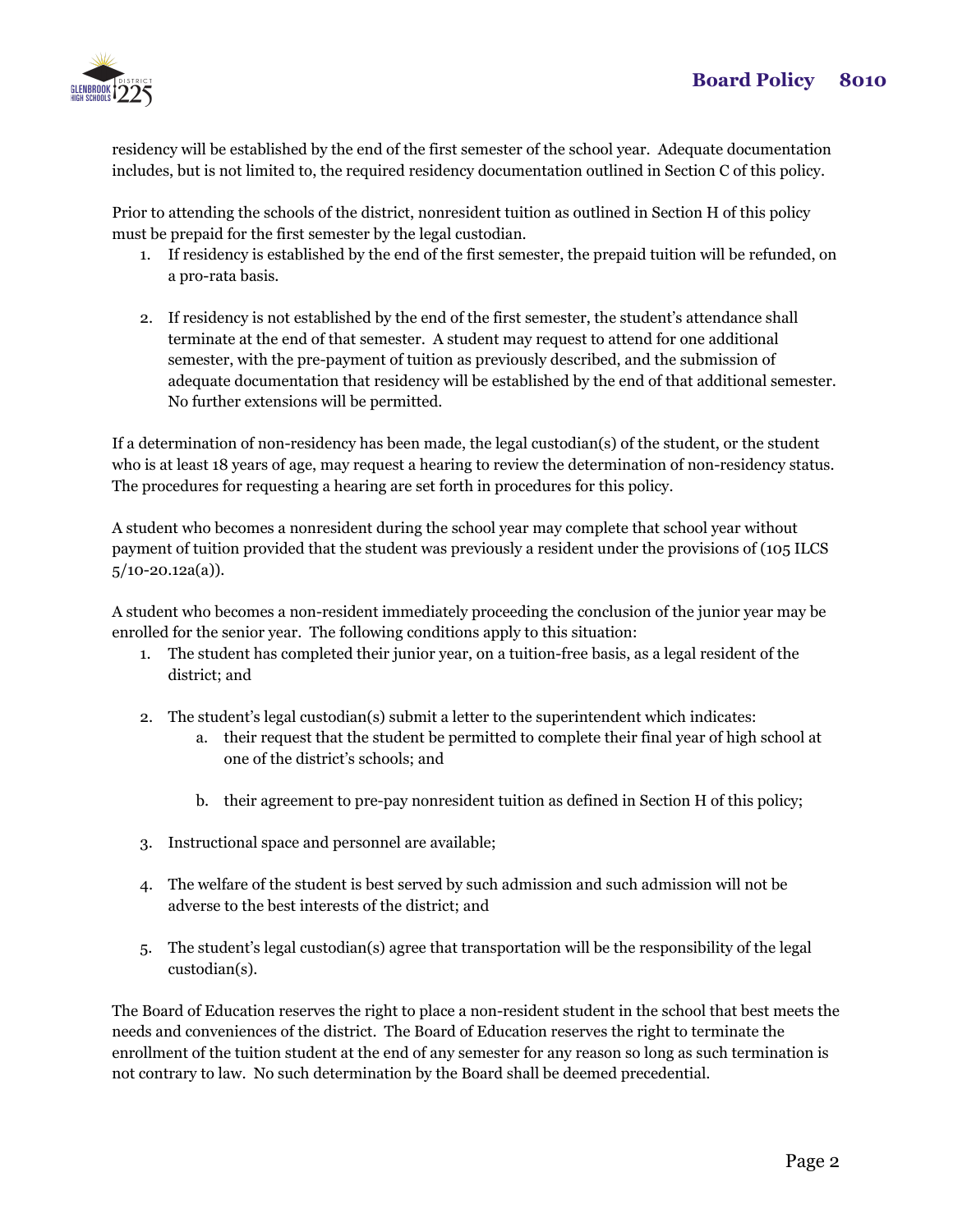residency will be established by the end of the first semester of the school year. Adequate documentation includes, but is not limited to, the required residency documentation outlined in Section C of this policy.

Prior to attending the schools of the district, nonresident tuition as outlined in Section H of this policy must be prepaid for the first semester by the legal custodian.

1. If residency is established by the end of the first semester, the prepaid tuition will be refunded, on a pro-rata basis.

2. If residency is not established by the end of the first semester, the student's attendance shall terminate at the end of that semester. A student may request to attend for one additional semester, with the pre-payment of tuition as previously described, and the submission of adequate documentation that residency will be established by the end of that additional semester. No further extensions will be permitted.

If a determination of non-residency has been made, the legal custodian(s) of the student, or the student who is at least 18 years of age, may request a hearing to review the determination of non-residency status. The procedures for requesting a hearing are set forth in procedures for this policy.

A student who becomes a nonresident during the school year may complete that school year without payment of tuition provided that the student was previously a resident under the provisions of (105 ILCS 5/10-20.12a(a)).

A student who becomes a non-resident immediately proceeding the conclusion of the junior year may be enrolled for the senior year. The following conditions apply to this situation:

1. The student has completed their junior year, on a tuition-free basis, as a legal resident of the district; and

2. The student's legal custodian(s) submit a letter to the superintendent which indicates:
   a. their request that the student be permitted to complete their final year of high school at one of the district's schools; and

   b. their agreement to pre-pay nonresident tuition as defined in Section H of this policy;

3. Instructional space and personnel are available;

4. The welfare of the student is best served by such admission and such admission will not be adverse to the best interests of the district; and

5. The student's legal custodian(s) agree that transportation will be the responsibility of the legal custodian(s).

The Board of Education reserves the right to place a non-resident student in the school that best meets the needs and conveniences of the district. The Board of Education reserves the right to terminate the enrollment of the tuition student at the end of any semester for any reason so long as such termination is not contrary to law. No such determination by the Board shall be deemed precedential.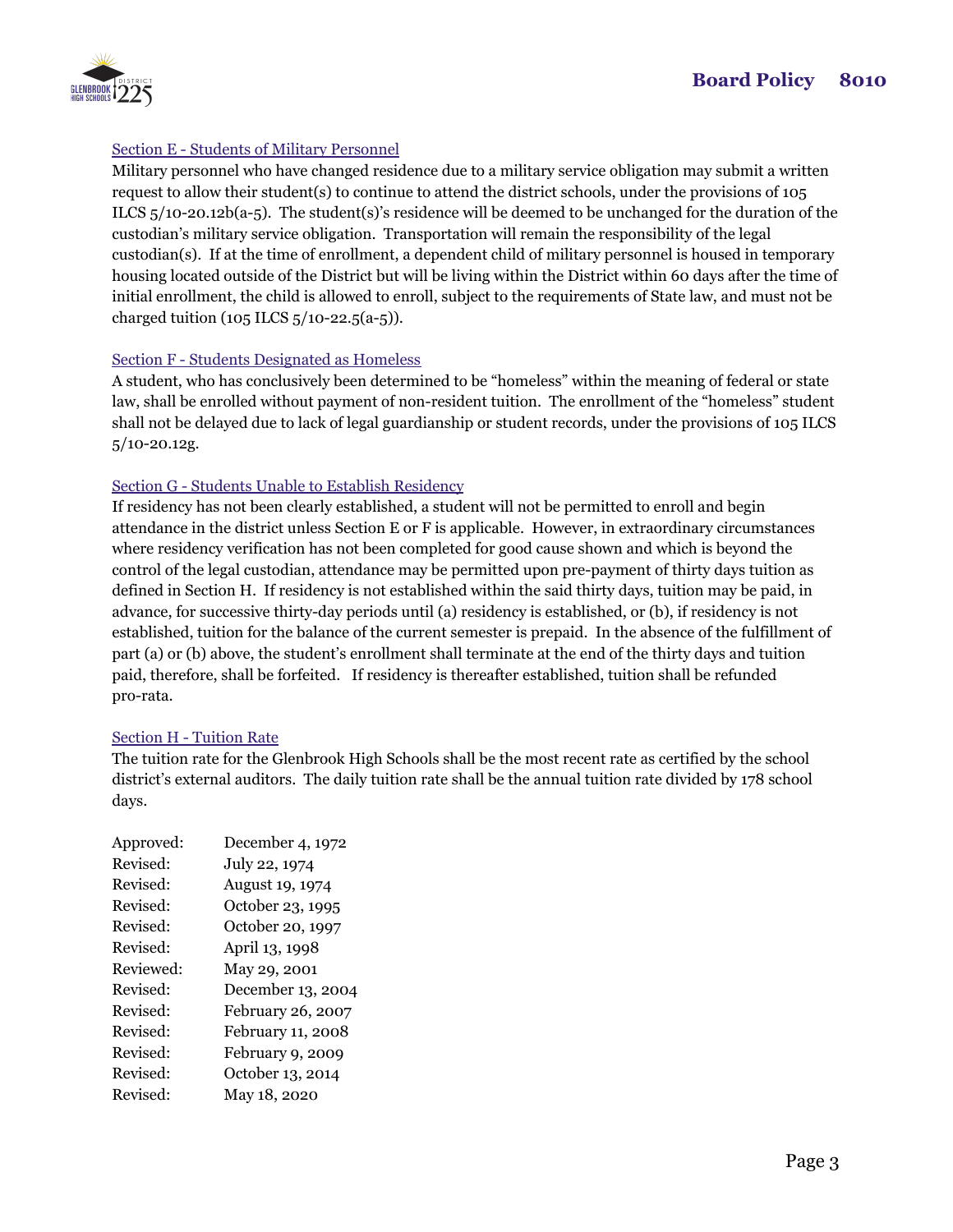### Section E - Students of Military Personnel

Military personnel who have changed residence due to a military service obligation may submit a written request to allow their student(s) to continue to attend the district schools, under the provisions of 105 ILCS 5/10-20.12b(a-5). The student(s)'s residence will be deemed to be unchanged for the duration of the custodian's military service obligation. Transportation will remain the responsibility of the legal custodian(s). If at the time of enrollment, a dependent child of military personnel is housed in temporary housing located outside of the District but will be living within the District within 60 days after the time of initial enrollment, the child is allowed to enroll, subject to the requirements of State law, and must not be charged tuition (105 ILCS 5/10-22.5(a-5)).

### Section F - Students Designated as Homeless

A student, who has conclusively been determined to be "homeless" within the meaning of federal or state law, shall be enrolled without payment of non-resident tuition. The enrollment of the "homeless" student shall not be delayed due to lack of legal guardianship or student records, under the provisions of 105 ILCS 5/10-20.12g.

### Section G - Students Unable to Establish Residency

If residency has not been clearly established, a student will not be permitted to enroll and begin attendance in the district unless Section E or F is applicable. However, in extraordinary circumstances where residency verification has not been completed for good cause shown and which is beyond the control of the legal custodian, attendance may be permitted upon pre-payment of thirty days tuition as defined in Section H. If residency is not established within the said thirty days, tuition may be paid, in advance, for successive thirty-day periods until (a) residency is established, or (b), if residency is not established, tuition for the balance of the current semester is prepaid. In the absence of the fulfillment of part (a) or (b) above, the student's enrollment shall terminate at the end of the thirty days and tuition paid, therefore, shall be forfeited. If residency is thereafter established, tuition shall be refunded pro-rata.

### Section H - Tuition Rate

The tuition rate for the Glenbrook High Schools shall be the most recent rate as certified by the school district's external auditors. The daily tuition rate shall be the annual tuition rate divided by 178 school days.

| | |
|---|---|
| Approved: | December 4, 1972 |
| Revised: | July 22, 1974 |
| Revised: | August 19, 1974 |
| Revised: | October 23, 1995 |
| Revised: | October 20, 1997 |
| Revised: | April 13, 1998 |
| Reviewed: | May 29, 2001 |
| Revised: | December 13, 2004 |
| Revised: | February 26, 2007 |
| Revised: | February 11, 2008 |
| Revised: | February 9, 2009 |
| Revised: | October 13, 2014 |
| Revised: | May 18, 2020 |